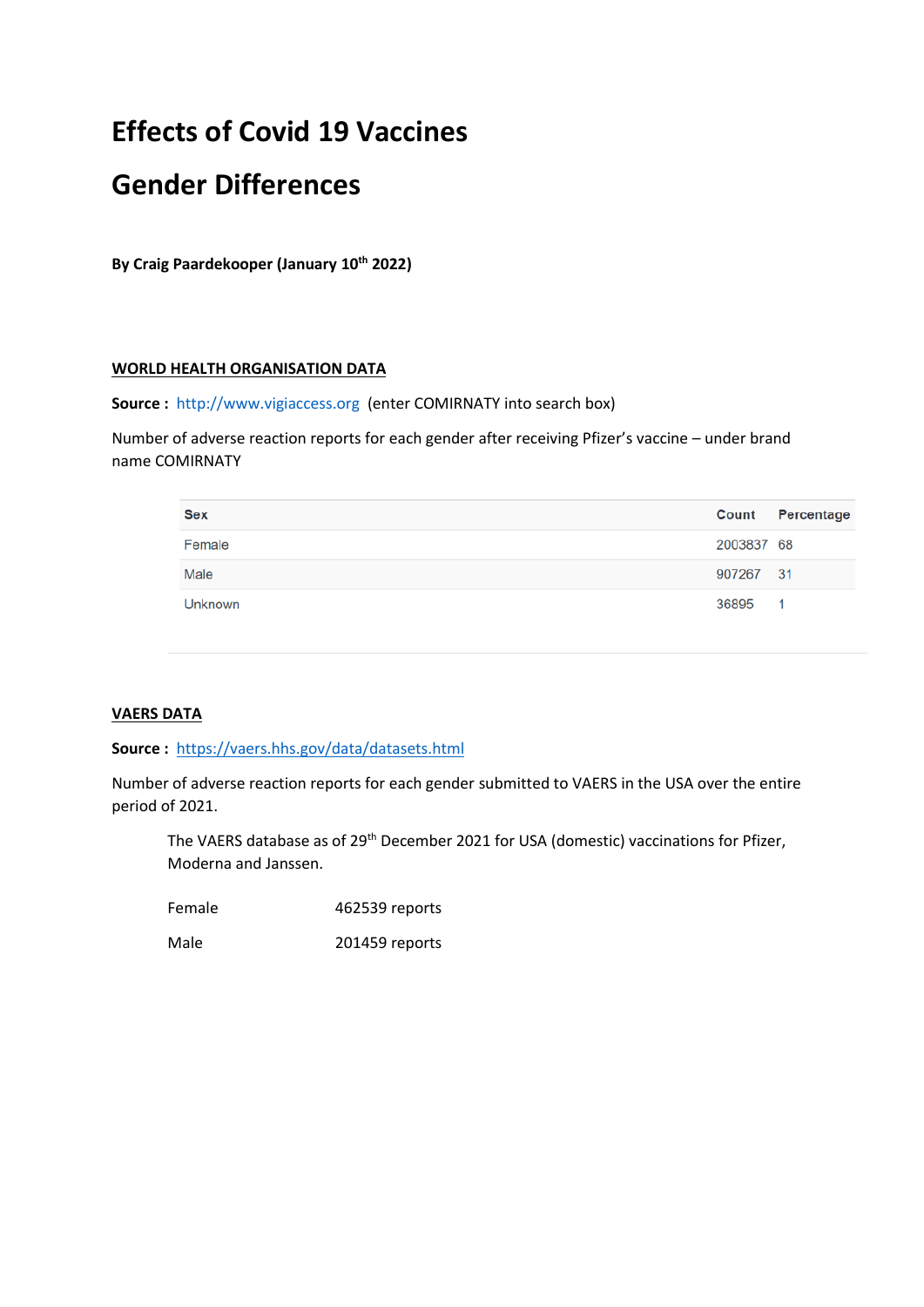# Effects of Covid 19 Vaccines

# Gender Differences

**By Craig Paardekooper (January 10th 2022)**

## WORLD HEALTH ORGANISATION DATA

**Source :** http://www.vigiaccess.org (enter COMIRNATY into search box)

Number of adverse reaction reports for each gender after receiving Pfizer's vaccine – under brand name COMIRNATY

| Sex | Count | Percentage |
|---|---|---|
| Female | 2003837 | 68 |
| Male | 907267 | 31 |
| Unknown | 36895 | 1 |

## VAERS DATA

**Source :** https://vaers.hhs.gov/data/datasets.html

Number of adverse reaction reports for each gender submitted to VAERS in the USA over the entire period of 2021.

The VAERS database as of 29th December 2021 for USA (domestic) vaccinations for Pfizer, Moderna and Janssen.

| | |
|---|---|
| Female | 462539 reports |
| Male | 201459 reports |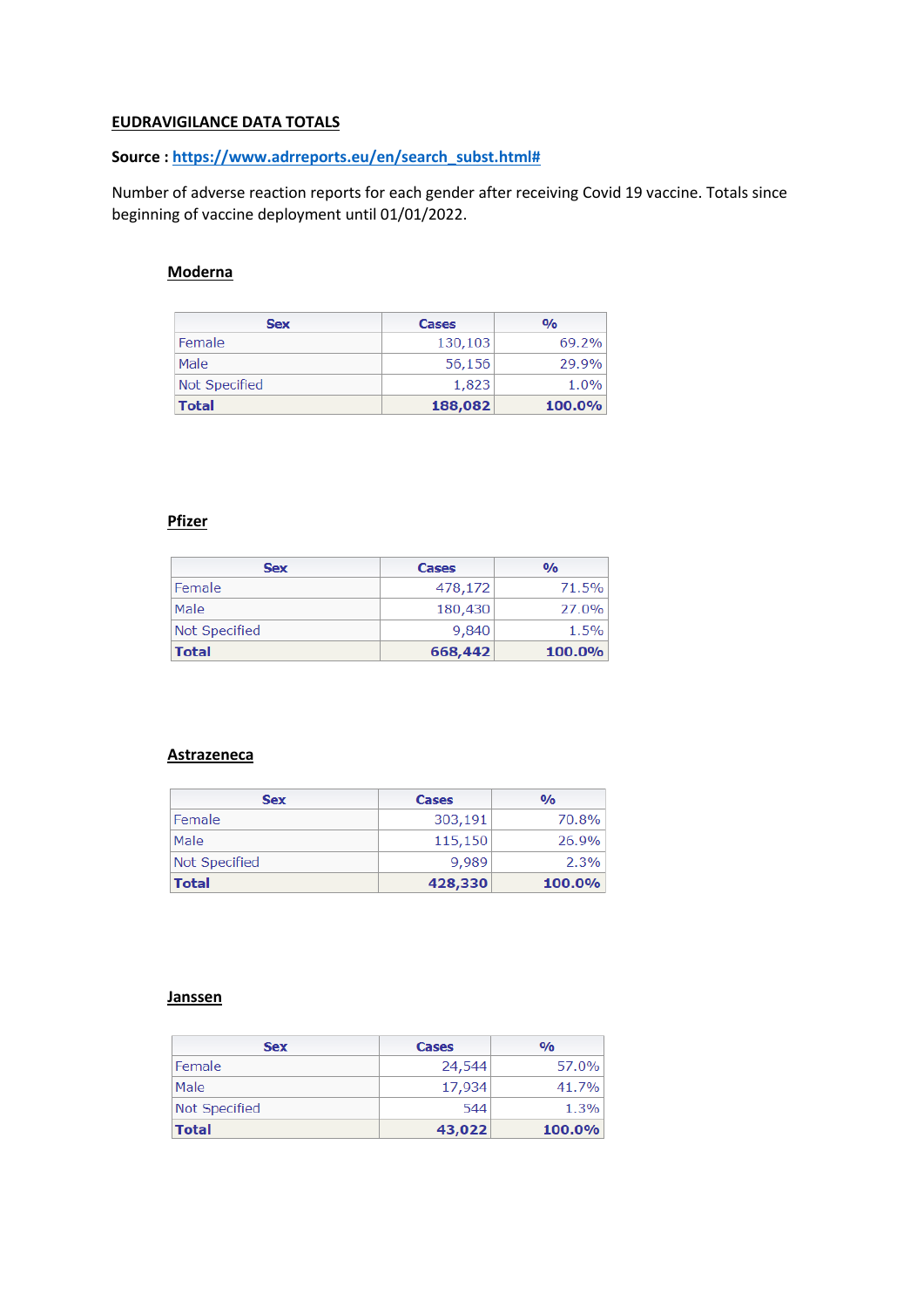**EUDRAVIGILANCE DATA TOTALS**

**Source :** https://www.adrreports.eu/en/search_subst.html#

Number of adverse reaction reports for each gender after receiving Covid 19 vaccine. Totals since beginning of vaccine deployment until 01/01/2022.

**Moderna**

| Sex | Cases | % |
|---|---|---|
| Female | 130,103 | 69.2% |
| Male | 56,156 | 29.9% |
| Not Specified | 1,823 | 1.0% |
| **Total** | **188,082** | **100.0%** |

**Pfizer**

| Sex | Cases | % |
|---|---|---|
| Female | 478,172 | 71.5% |
| Male | 180,430 | 27.0% |
| Not Specified | 9,840 | 1.5% |
| **Total** | **668,442** | **100.0%** |

**Astrazeneca**

| Sex | Cases | % |
|---|---|---|
| Female | 303,191 | 70.8% |
| Male | 115,150 | 26.9% |
| Not Specified | 9,989 | 2.3% |
| **Total** | **428,330** | **100.0%** |

**Janssen**

| Sex | Cases | % |
|---|---|---|
| Female | 24,544 | 57.0% |
| Male | 17,934 | 41.7% |
| Not Specified | 544 | 1.3% |
| **Total** | **43,022** | **100.0%** |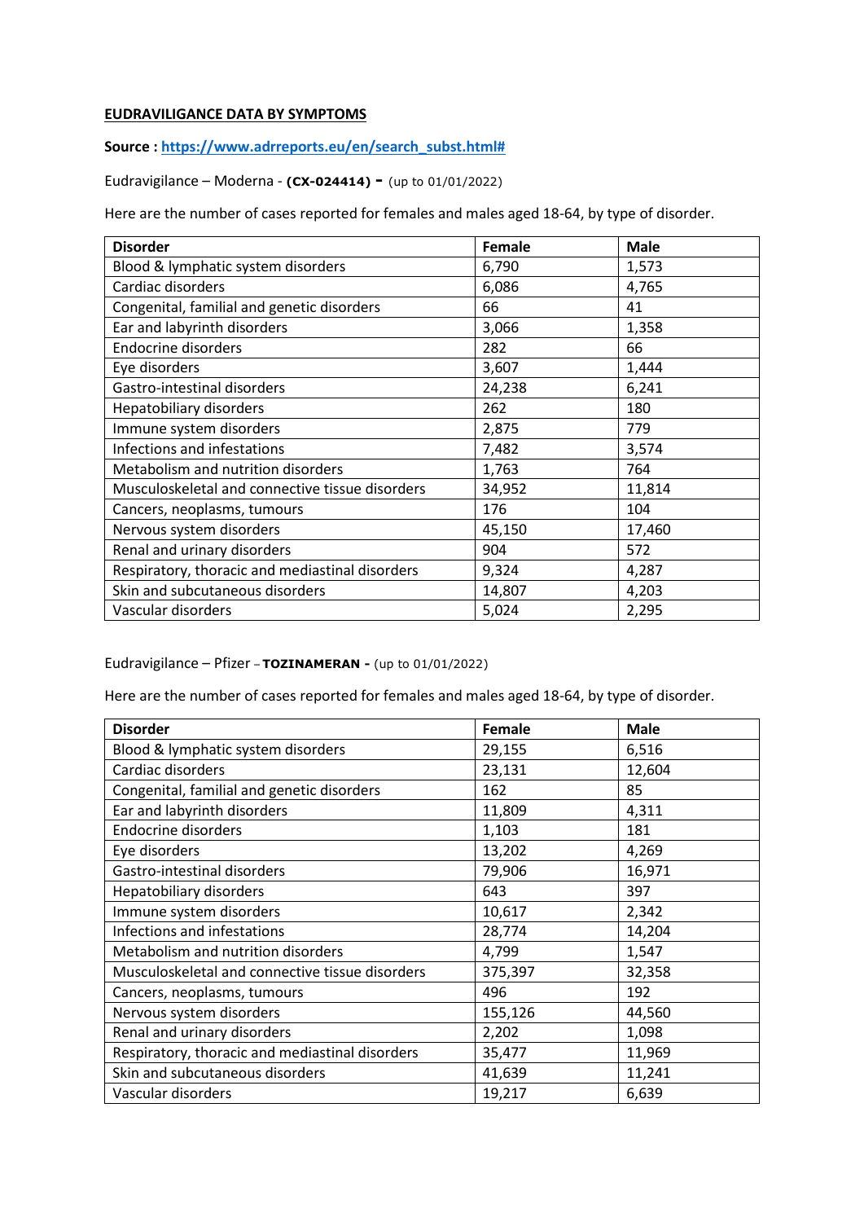**EUDRAVILIGANCE DATA BY SYMPTOMS**

**Source : [https://www.adrreports.eu/en/search_subst.html#](https://www.adrreports.eu/en/search_subst.html#)**

Eudravigilance – Moderna - **(CX-024414) -** (up to 01/01/2022)

Here are the number of cases reported for females and males aged 18-64, by type of disorder.

| Disorder | Female | Male |
|---|---|---|
| Blood & lymphatic system disorders | 6,790 | 1,573 |
| Cardiac disorders | 6,086 | 4,765 |
| Congenital, familial and genetic disorders | 66 | 41 |
| Ear and labyrinth disorders | 3,066 | 1,358 |
| Endocrine disorders | 282 | 66 |
| Eye disorders | 3,607 | 1,444 |
| Gastro-intestinal disorders | 24,238 | 6,241 |
| Hepatobiliary disorders | 262 | 180 |
| Immune system disorders | 2,875 | 779 |
| Infections and infestations | 7,482 | 3,574 |
| Metabolism and nutrition disorders | 1,763 | 764 |
| Musculoskeletal and connective tissue disorders | 34,952 | 11,814 |
| Cancers, neoplasms, tumours | 176 | 104 |
| Nervous system disorders | 45,150 | 17,460 |
| Renal and urinary disorders | 904 | 572 |
| Respiratory, thoracic and mediastinal disorders | 9,324 | 4,287 |
| Skin and subcutaneous disorders | 14,807 | 4,203 |
| Vascular disorders | 5,024 | 2,295 |

Eudravigilance – Pfizer – **TOZINAMERAN -** (up to 01/01/2022)

Here are the number of cases reported for females and males aged 18-64, by type of disorder.

| Disorder | Female | Male |
|---|---|---|
| Blood & lymphatic system disorders | 29,155 | 6,516 |
| Cardiac disorders | 23,131 | 12,604 |
| Congenital, familial and genetic disorders | 162 | 85 |
| Ear and labyrinth disorders | 11,809 | 4,311 |
| Endocrine disorders | 1,103 | 181 |
| Eye disorders | 13,202 | 4,269 |
| Gastro-intestinal disorders | 79,906 | 16,971 |
| Hepatobiliary disorders | 643 | 397 |
| Immune system disorders | 10,617 | 2,342 |
| Infections and infestations | 28,774 | 14,204 |
| Metabolism and nutrition disorders | 4,799 | 1,547 |
| Musculoskeletal and connective tissue disorders | 375,397 | 32,358 |
| Cancers, neoplasms, tumours | 496 | 192 |
| Nervous system disorders | 155,126 | 44,560 |
| Renal and urinary disorders | 2,202 | 1,098 |
| Respiratory, thoracic and mediastinal disorders | 35,477 | 11,969 |
| Skin and subcutaneous disorders | 41,639 | 11,241 |
| Vascular disorders | 19,217 | 6,639 |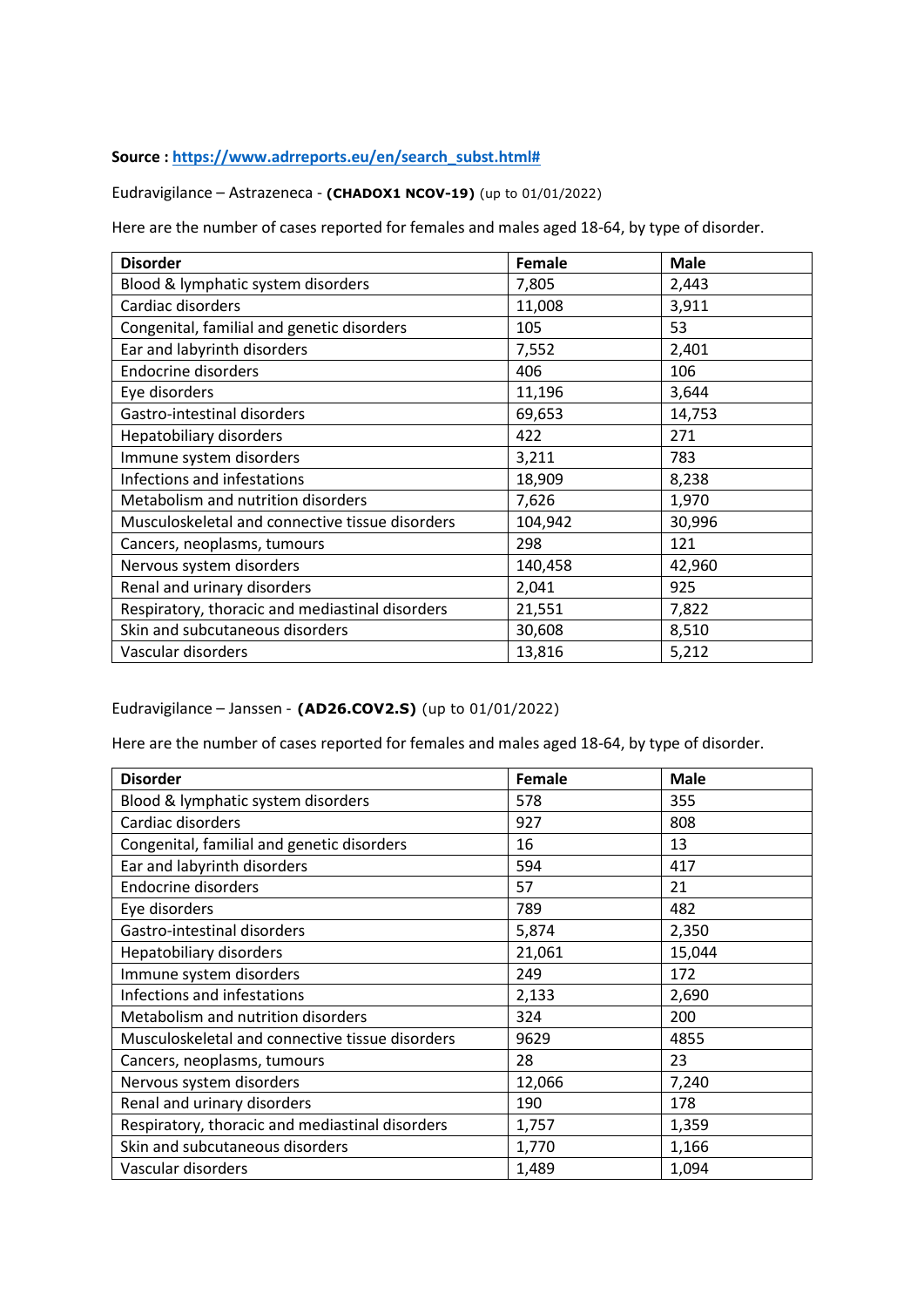**Source : [https://www.adrreports.eu/en/search_subst.html#](https://www.adrreports.eu/en/search_subst.html#)**

Eudravigilance – Astrazeneca - **(CHADOX1 NCOV-19)** (up to 01/01/2022)

Here are the number of cases reported for females and males aged 18-64, by type of disorder.

| **Disorder** | **Female** | **Male** |
|---|---|---|
| Blood & lymphatic system disorders | 7,805 | 2,443 |
| Cardiac disorders | 11,008 | 3,911 |
| Congenital, familial and genetic disorders | 105 | 53 |
| Ear and labyrinth disorders | 7,552 | 2,401 |
| Endocrine disorders | 406 | 106 |
| Eye disorders | 11,196 | 3,644 |
| Gastro-intestinal disorders | 69,653 | 14,753 |
| Hepatobiliary disorders | 422 | 271 |
| Immune system disorders | 3,211 | 783 |
| Infections and infestations | 18,909 | 8,238 |
| Metabolism and nutrition disorders | 7,626 | 1,970 |
| Musculoskeletal and connective tissue disorders | 104,942 | 30,996 |
| Cancers, neoplasms, tumours | 298 | 121 |
| Nervous system disorders | 140,458 | 42,960 |
| Renal and urinary disorders | 2,041 | 925 |
| Respiratory, thoracic and mediastinal disorders | 21,551 | 7,822 |
| Skin and subcutaneous disorders | 30,608 | 8,510 |
| Vascular disorders | 13,816 | 5,212 |

Eudravigilance – Janssen - **(AD26.COV2.S)** (up to 01/01/2022)

Here are the number of cases reported for females and males aged 18-64, by type of disorder.

| **Disorder** | **Female** | **Male** |
|---|---|---|
| Blood & lymphatic system disorders | 578 | 355 |
| Cardiac disorders | 927 | 808 |
| Congenital, familial and genetic disorders | 16 | 13 |
| Ear and labyrinth disorders | 594 | 417 |
| Endocrine disorders | 57 | 21 |
| Eye disorders | 789 | 482 |
| Gastro-intestinal disorders | 5,874 | 2,350 |
| Hepatobiliary disorders | 21,061 | 15,044 |
| Immune system disorders | 249 | 172 |
| Infections and infestations | 2,133 | 2,690 |
| Metabolism and nutrition disorders | 324 | 200 |
| Musculoskeletal and connective tissue disorders | 9629 | 4855 |
| Cancers, neoplasms, tumours | 28 | 23 |
| Nervous system disorders | 12,066 | 7,240 |
| Renal and urinary disorders | 190 | 178 |
| Respiratory, thoracic and mediastinal disorders | 1,757 | 1,359 |
| Skin and subcutaneous disorders | 1,770 | 1,166 |
| Vascular disorders | 1,489 | 1,094 |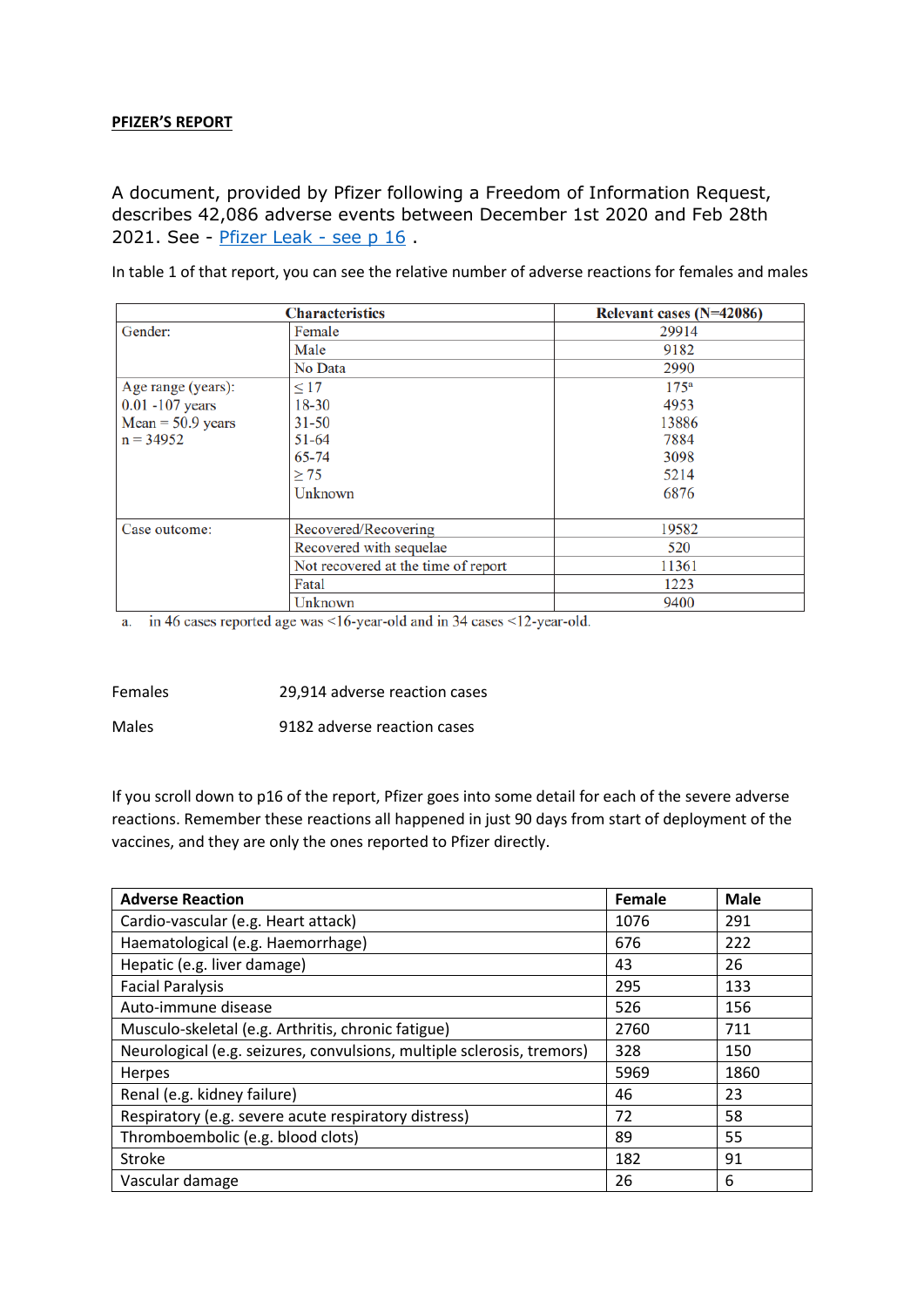**PFIZER'S REPORT**

A document, provided by Pfizer following a Freedom of Information Request, describes 42,086 adverse events between December 1st 2020 and Feb 28th 2021. See - [Pfizer Leak - see p 16](#) .

In table 1 of that report, you can see the relative number of adverse reactions for females and males

| Characteristics | | Relevant cases (N=42086) |
|---|---|---|
| Gender: | Female | 29914 |
| | Male | 9182 |
| | No Data | 2990 |
| Age range (years): 0.01 -107 years Mean = 50.9 years n = 34952 | ≤ 17 | 175[a] |
| | 18-30 | 4953 |
| | 31-50 | 13886 |
| | 51-64 | 7884 |
| | 65-74 | 3098 |
| | ≥ 75 | 5214 |
| | Unknown | 6876 |
| Case outcome: | Recovered/Recovering | 19582 |
| | Recovered with sequelae | 520 |
| | Not recovered at the time of report | 11361 |
| | Fatal | 1223 |
| | Unknown | 9400 |

a. in 46 cases reported age was <16-year-old and in 34 cases <12-year-old.

Females 29,914 adverse reaction cases

Males 9182 adverse reaction cases

If you scroll down to p16 of the report, Pfizer goes into some detail for each of the severe adverse reactions. Remember these reactions all happened in just 90 days from start of deployment of the vaccines, and they are only the ones reported to Pfizer directly.

| Adverse Reaction | Female | Male |
|---|---|---|
| Cardio-vascular (e.g. Heart attack) | 1076 | 291 |
| Haematological (e.g. Haemorrhage) | 676 | 222 |
| Hepatic (e.g. liver damage) | 43 | 26 |
| Facial Paralysis | 295 | 133 |
| Auto-immune disease | 526 | 156 |
| Musculo-skeletal (e.g. Arthritis, chronic fatigue) | 2760 | 711 |
| Neurological (e.g. seizures, convulsions, multiple sclerosis, tremors) | 328 | 150 |
| Herpes | 5969 | 1860 |
| Renal (e.g. kidney failure) | 46 | 23 |
| Respiratory (e.g. severe acute respiratory distress) | 72 | 58 |
| Thromboembolic (e.g. blood clots) | 89 | 55 |
| Stroke | 182 | 91 |
| Vascular damage | 26 | 6 |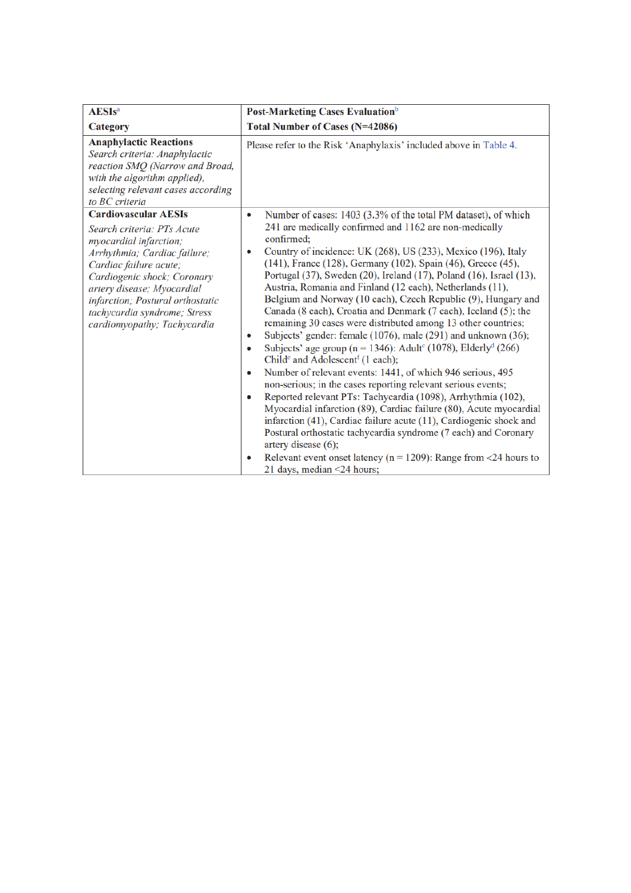| AESIs[a] Category | Post-Marketing Cases Evaluation[b] Total Number of Cases (N=42086) |
|---|---|
| **Anaphylactic Reactions** *Search criteria: Anaphylactic reaction SMQ (Narrow and Broad, with the algorithm applied), selecting relevant cases according to BC criteria* | Please refer to the Risk 'Anaphylaxis' included above in Table 4. |
| **Cardiovascular AESIs** *Search criteria: PTs Acute myocardial infarction; Arrhythmia; Cardiac failure; Cardiac failure acute; Cardiogenic shock; Coronary artery disease; Myocardial infarction; Postural orthostatic tachycardia syndrome; Stress cardiomyopathy; Tachycardia* | • Number of cases: 1403 (3.3% of the total PM dataset), of which 241 are medically confirmed and 1162 are non-medically confirmed;<br>• Country of incidence: UK (268), US (233), Mexico (196), Italy (141), France (128), Germany (102), Spain (46), Greece (45), Portugal (37), Sweden (20), Ireland (17), Poland (16), Israel (13), Austria, Romania and Finland (12 each), Netherlands (11), Belgium and Norway (10 each), Czech Republic (9), Hungary and Canada (8 each), Croatia and Denmark (7 each), Iceland (5); the remaining 30 cases were distributed among 13 other countries;<br>• Subjects' gender: female (1076), male (291) and unknown (36);<br>• Subjects' age group (n = 1346): Adult[c] (1078), Elderly[d] (266) Child[e] and Adolescent[f] (1 each);<br>• Number of relevant events: 1441, of which 946 serious, 495 non-serious; in the cases reporting relevant serious events;<br>• Reported relevant PTs: Tachycardia (1098), Arrhythmia (102), Myocardial infarction (89), Cardiac failure (80), Acute myocardial infarction (41), Cardiac failure acute (11), Cardiogenic shock and Postural orthostatic tachycardia syndrome (7 each) and Coronary artery disease (6);<br>• Relevant event onset latency (n = 1209): Range from <24 hours to 21 days, median <24 hours; |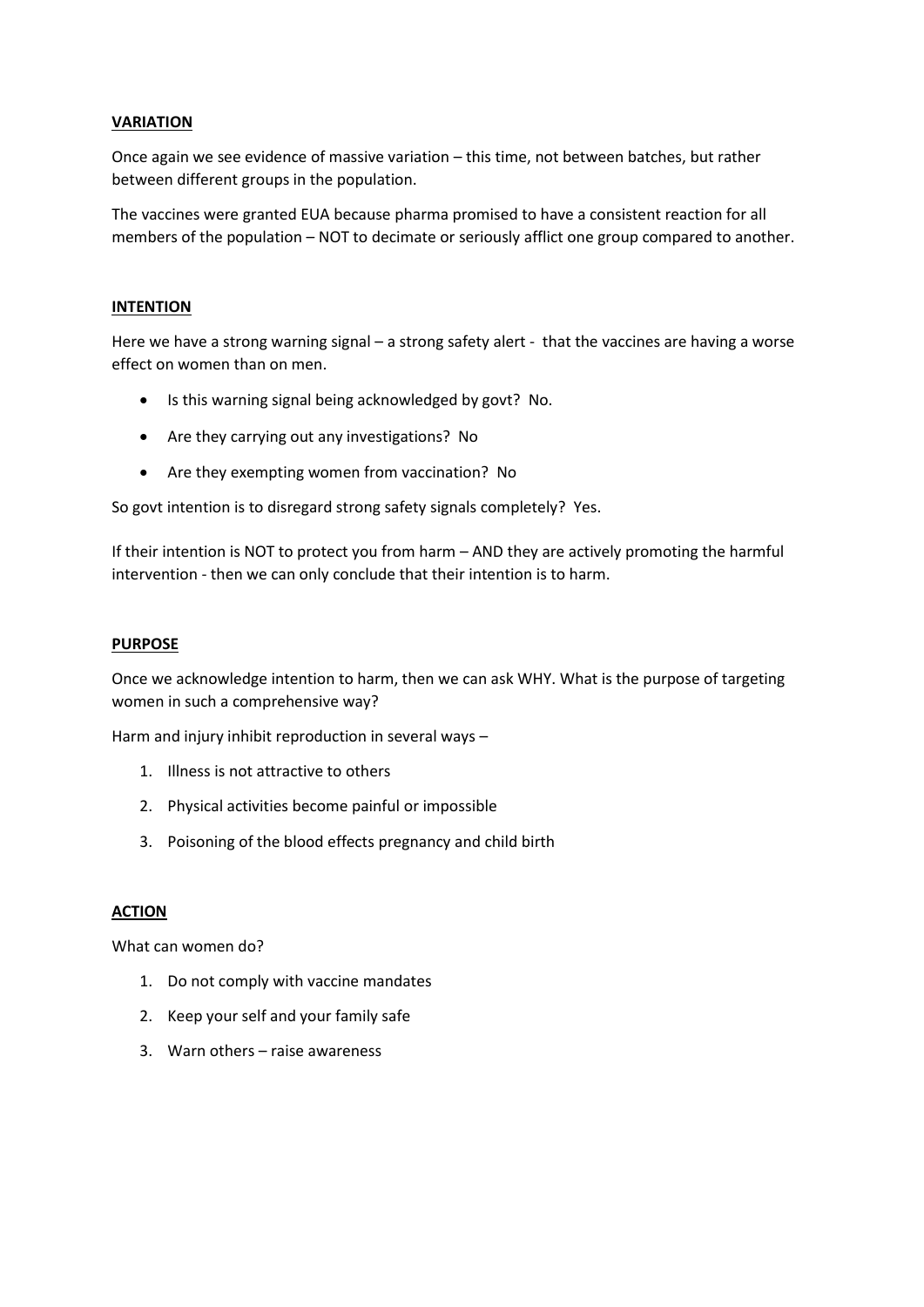**VARIATION**

Once again we see evidence of massive variation – this time, not between batches, but rather between different groups in the population.

The vaccines were granted EUA because pharma promised to have a consistent reaction for all members of the population – NOT to decimate or seriously afflict one group compared to another.

**INTENTION**

Here we have a strong warning signal – a strong safety alert - that the vaccines are having a worse effect on women than on men.

- Is this warning signal being acknowledged by govt? No.
- Are they carrying out any investigations? No
- Are they exempting women from vaccination? No

So govt intention is to disregard strong safety signals completely? Yes.

If their intention is NOT to protect you from harm – AND they are actively promoting the harmful intervention - then we can only conclude that their intention is to harm.

**PURPOSE**

Once we acknowledge intention to harm, then we can ask WHY. What is the purpose of targeting women in such a comprehensive way?

Harm and injury inhibit reproduction in several ways –

1. Illness is not attractive to others
2. Physical activities become painful or impossible
3. Poisoning of the blood effects pregnancy and child birth

**ACTION**

What can women do?

1. Do not comply with vaccine mandates
2. Keep your self and your family safe
3. Warn others – raise awareness